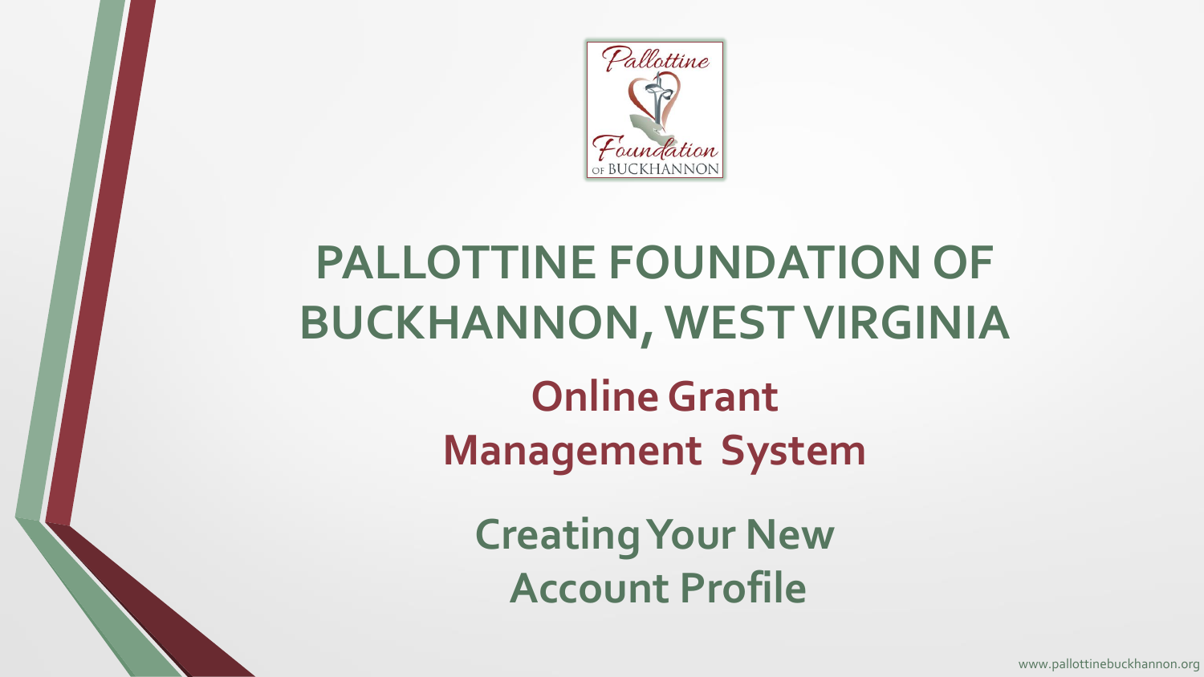# PALLOTTINE FOUNDATION OF BUCKHANNON, WEST VIRGINIA

## Online Grant Management System

## Creating Your New Account Profile

www.pallottinebuckhannon.org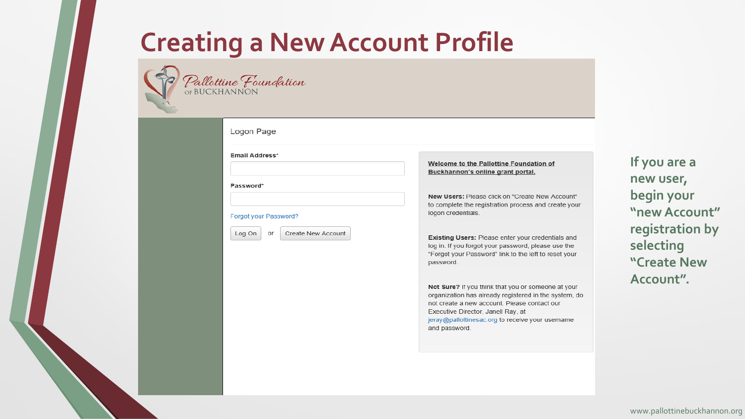# Creating a New Account Profile

Pallottine Foundation of BUCKHANNON

Logon Page

**Email Address***

**Password***

Forgot your Password?

Log On or Create New Account

**Welcome to the Pallottine Foundation of Buckhannon's online grant portal.**

**New Users:** Please click on "Create New Account" to complete the registration process and create your logon credentials.

**Existing Users:** Please enter your credentials and log in. If you forgot your password, please use the "Forgot your Password" link to the left to reset your password.

**Not Sure?** If you think that you or someone at your organization has already registered in the system, do not create a new account. Please contact our Executive Director, Janell Ray, at jeray@pallottinesac.org to receive your username and password.

If you are a new user, begin your "new Account" registration by selecting "Create New Account".

www.pallottinebuckhannon.org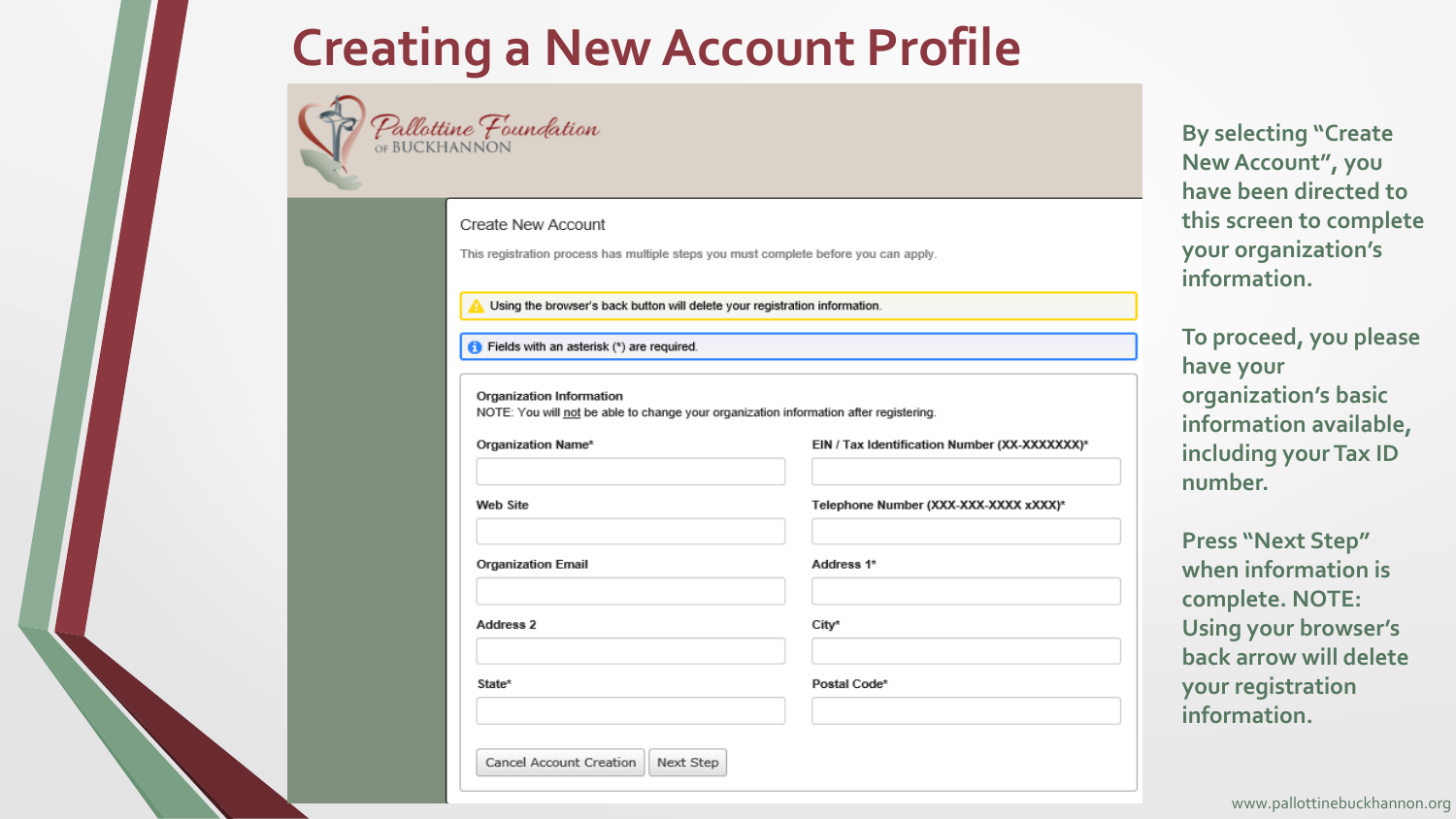# Creating a New Account Profile

Pallottine Foundation of BUCKHANNON

Create New Account

This registration process has multiple steps you must complete before you can apply.

Using the browser's back button will delete your registration information.

Fields with an asterisk (*) are required.

**Organization Information**

NOTE: You will not be able to change your organization information after registering.

- Organization Name*
- EIN / Tax Identification Number (XX-XXXXXXX)*
- Web Site
- Telephone Number (XXX-XXX-XXXX xXXX)*
- Organization Email
- Address 1*
- Address 2
- City*
- State*
- Postal Code*

Cancel Account Creation | Next Step

By selecting "Create New Account", you have been directed to this screen to complete your organization's information.

To proceed, you please have your organization's basic information available, including your Tax ID number.

Press "Next Step" when information is complete. NOTE: Using your browser's back arrow will delete your registration information.

www.pallottinebuckhannon.org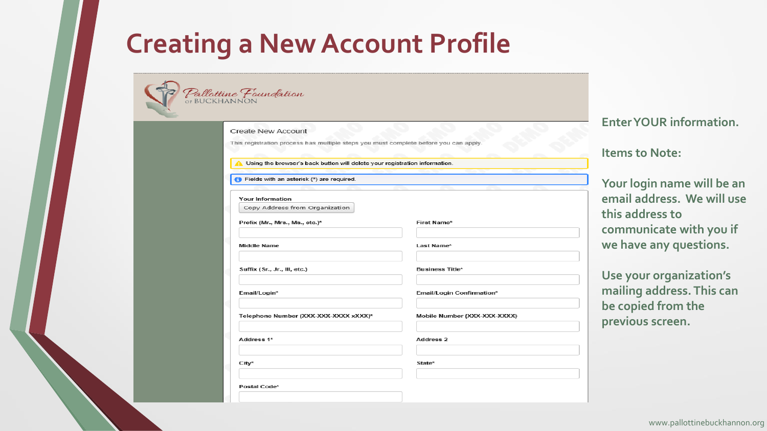# Creating a New Account Profile

Pallottine Foundation of BUCKHANNON

Create New Account

This registration process has multiple steps you must complete before you can apply.

Using the browser's back button will delete your registration information.

Fields with an asterisk (*) are required.

**Your Information**

Copy Address from Organization

| | |
|---|---|
| Prefix (Mr., Mrs., Ms., etc.)* | First Name* |
| Middle Name | Last Name* |
| Suffix (Sr., Jr., III, etc.) | Business Title* |
| Email/Login* | Email/Login Confirmation* |
| Telephone Number (XXX-XXX-XXXX xXXX)* | Mobile Number (XXX-XXX-XXXX) |
| Address 1* | Address 2 |
| City* | State* |
| Postal Code* | |

**Enter YOUR information.**

**Items to Note:**

**Your login name will be an email address. We will use this address to communicate with you if we have any questions.**

**Use your organization's mailing address. This can be copied from the previous screen.**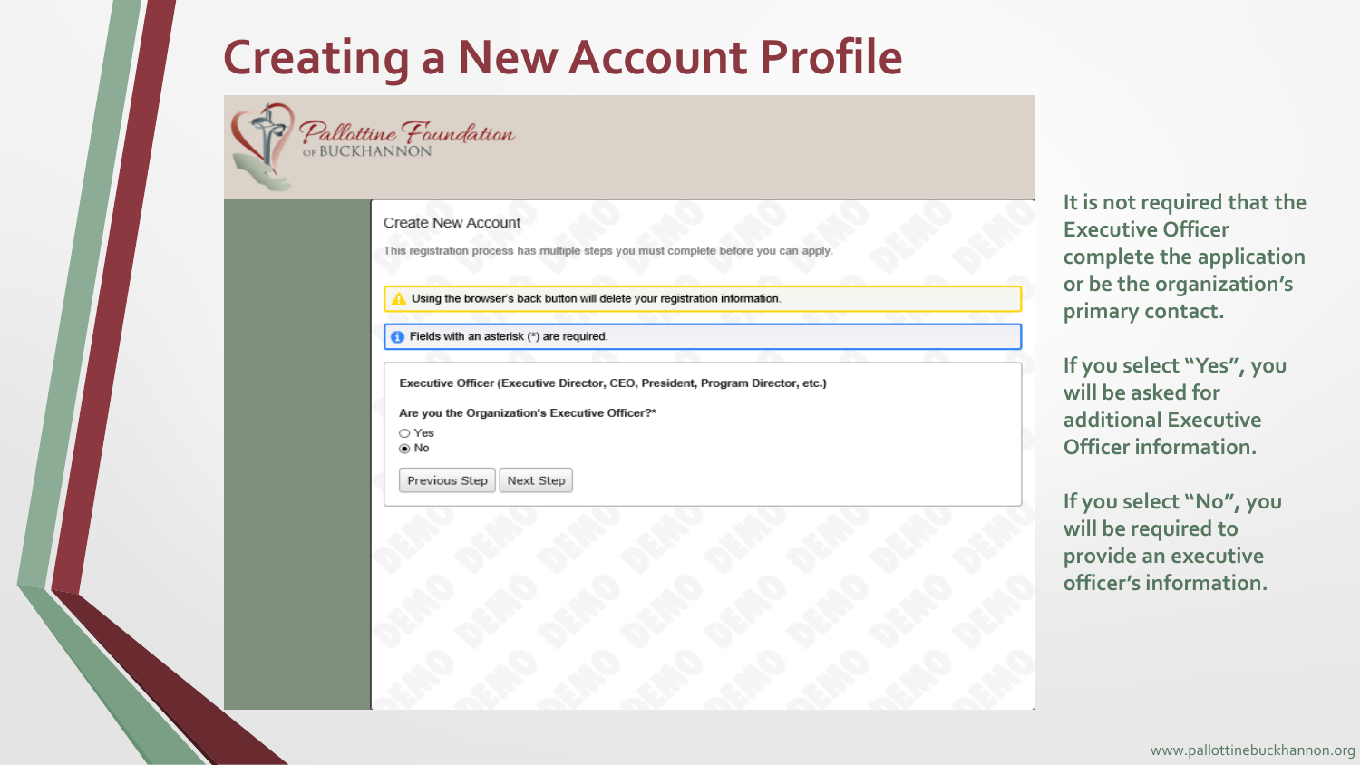# Creating a New Account Profile

Pallottine Foundation of BUCKHANNON

Create New Account

This registration process has multiple steps you must complete before you can apply.

Using the browser's back button will delete your registration information.

Fields with an asterisk (*) are required.

**Executive Officer (Executive Director, CEO, President, Program Director, etc.)**

**Are you the Organization's Executive Officer?***

- ○ Yes
- ◉ No

Previous Step | Next Step

It is not required that the Executive Officer complete the application or be the organization's primary contact.

If you select "Yes", you will be asked for additional Executive Officer information.

If you select "No", you will be required to provide an executive officer's information.

www.pallottinebuckhannon.org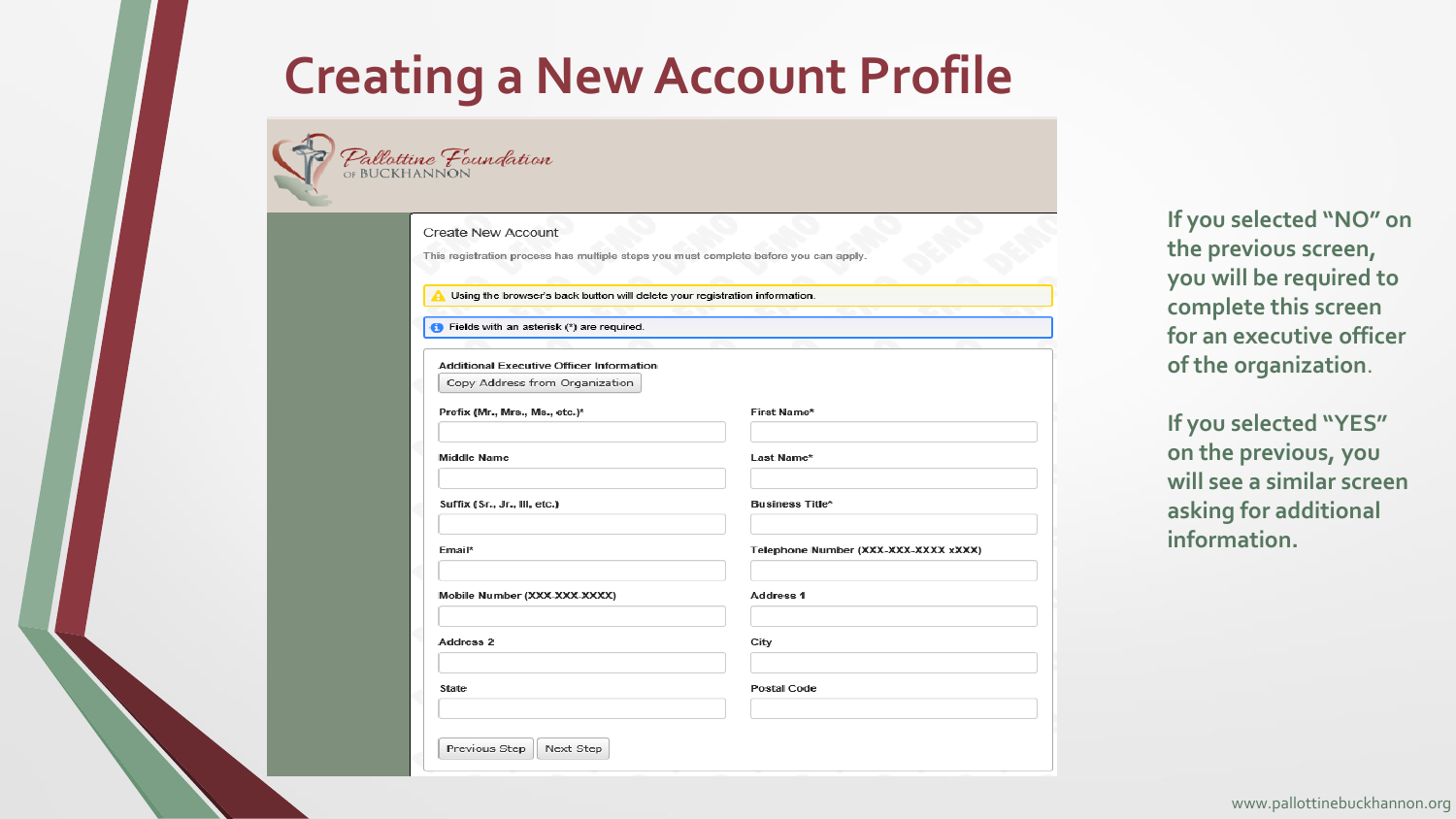# Creating a New Account Profile

Pallottine Foundation OF BUCKHANNON

Create New Account

This registration process has multiple steps you must complete before you can apply.

Using the browser's back button will delete your registration information.

Fields with an asterisk (*) are required.

Additional Executive Officer Information

Copy Address from Organization

Prefix (Mr., Mrs., Ms., etc.)*

First Name*

Middle Name

Last Name*

Suffix (Sr., Jr., III, etc.)

Business Title*

Email*

Telephone Number (XXX-XXX-XXXX xXXX)

Mobile Number (XXX-XXX-XXXX)

Address 1

Address 2

City

State

Postal Code

Previous Step | Next Step

If you selected "NO" on the previous screen, you will be required to complete this screen for an executive officer of the organization.

If you selected "YES" on the previous, you will see a similar screen asking for additional information.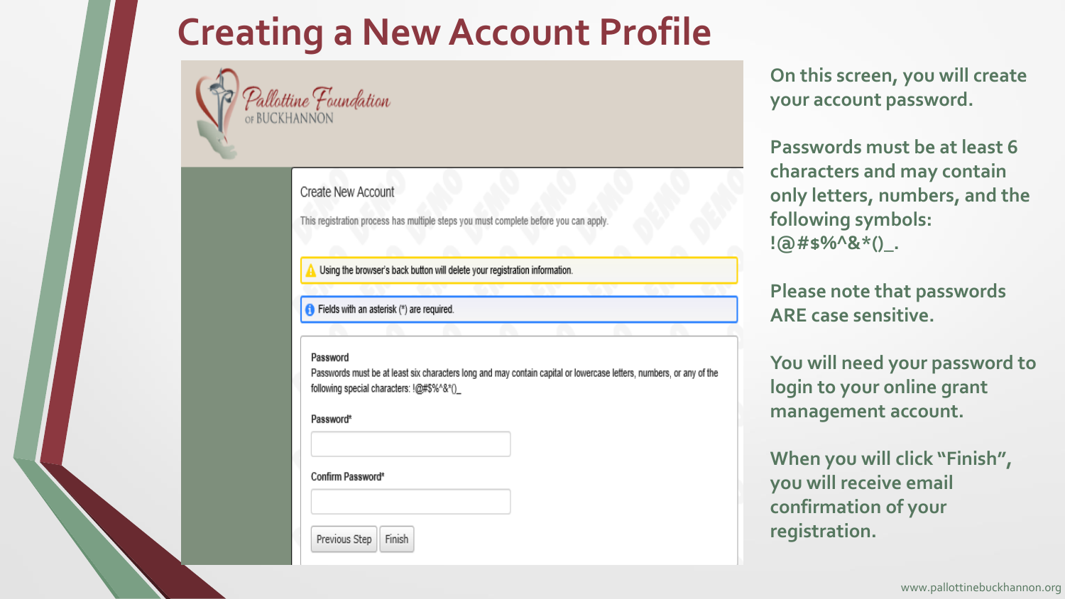# Creating a New Account Profile

Pallottine Foundation of BUCKHANNON

Create New Account

This registration process has multiple steps you must complete before you can apply.

Using the browser's back button will delete your registration information.

Fields with an asterisk (*) are required.

Password

Passwords must be at least six characters long and may contain capital or lowercase letters, numbers, or any of the following special characters: !@#$%^&*()_

Password*

Confirm Password*

Previous Step | Finish

On this screen, you will create your account password.

Passwords must be at least 6 characters and may contain only letters, numbers, and the following symbols: !@#$%^&*()_.

Please note that passwords ARE case sensitive.

You will need your password to login to your online grant management account.

When you will click "Finish", you will receive email confirmation of your registration.

www.pallottinebuckhannon.org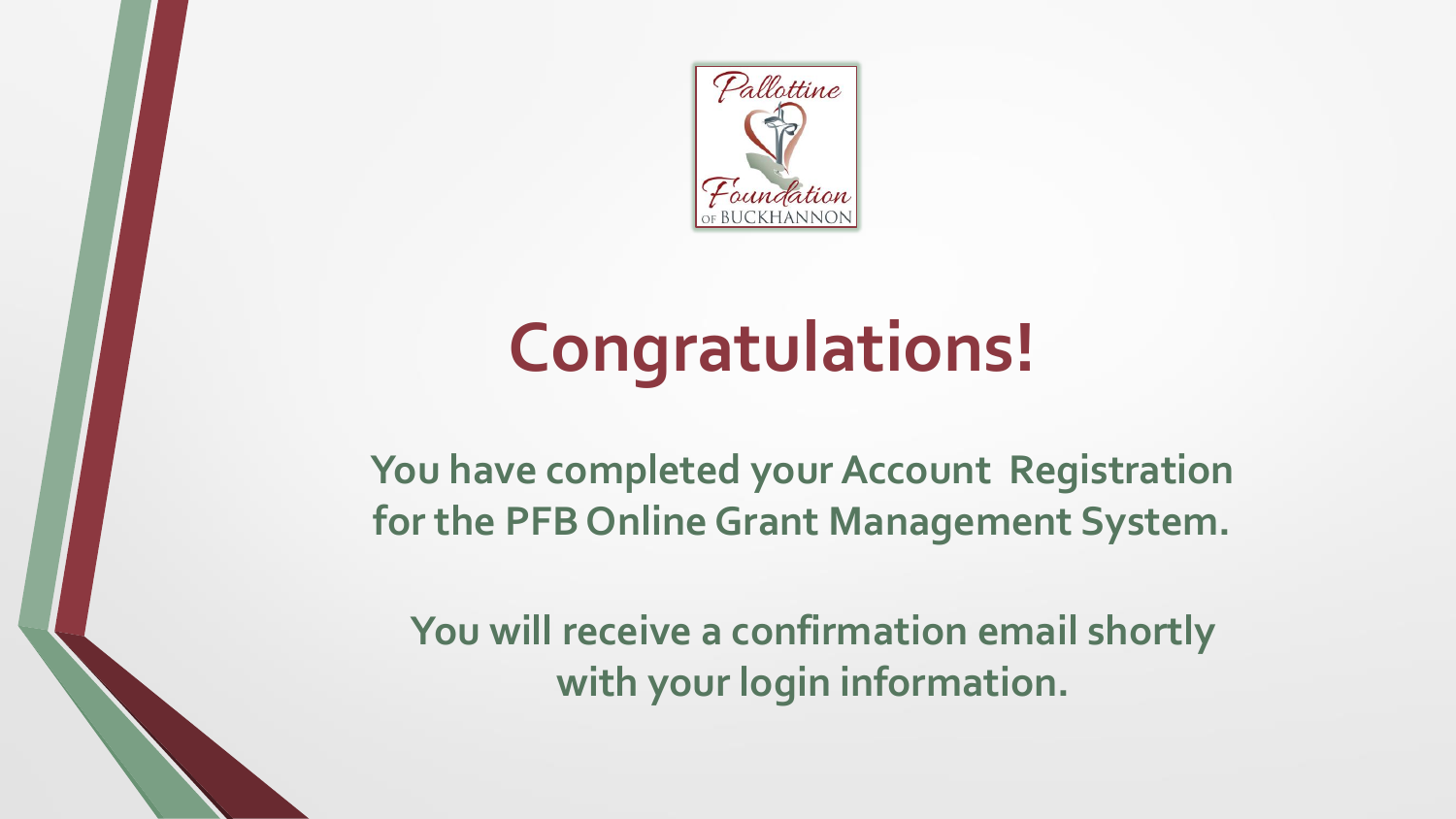Pallottine Foundation OF BUCKHANNON

# Congratulations!

**You have completed your Account Registration for the PFB Online Grant Management System.**

**You will receive a confirmation email shortly with your login information.**